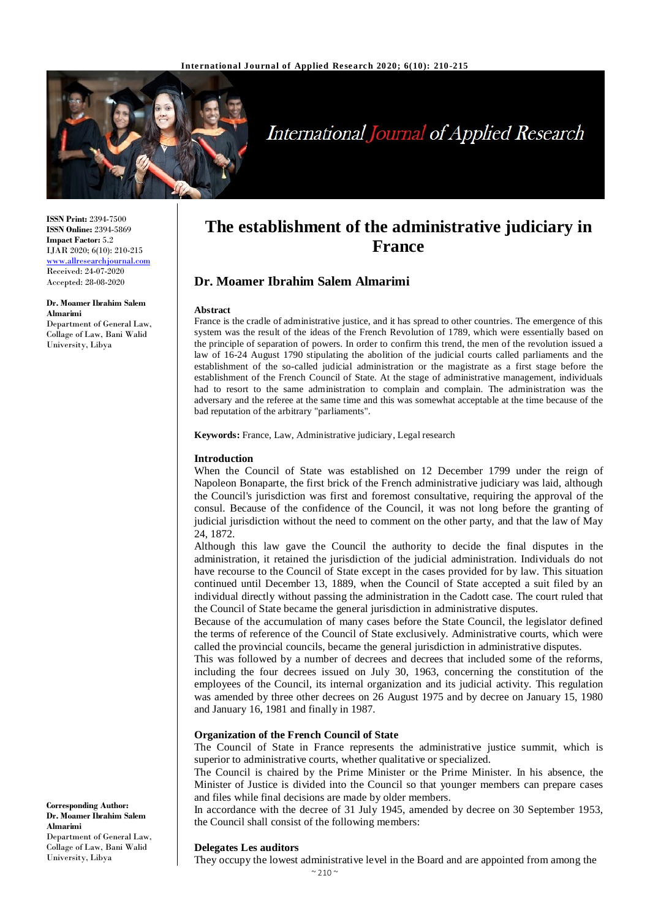ISSN Print: 2394-7500
ISSN Online: 2394-5869
Impact Factor: 5.2
IJAR 2020; 6(10): 210-215
www.allresearchjournal.com
Received: 24-07-2020
Accepted: 28-08-2020

**Dr. Moamer Ibrahim Salem Almarimi**
Department of General Law, Collage of Law, Bani Walid University, Libya

**Corresponding Author:**
**Dr. Moamer Ibrahim Salem Almarimi**
Department of General Law, Collage of Law, Bani Walid University, Libya

# The establishment of the administrative judiciary in France

## Dr. Moamer Ibrahim Salem Almarimi

### Abstract

France is the cradle of administrative justice, and it has spread to other countries. The emergence of this system was the result of the ideas of the French Revolution of 1789, which were essentially based on the principle of separation of powers. In order to confirm this trend, the men of the revolution issued a law of 16-24 August 1790 stipulating the abolition of the judicial courts called parliaments and the establishment of the so-called judicial administration or the magistrate as a first stage before the establishment of the French Council of State. At the stage of administrative management, individuals had to resort to the same administration to complain and complain. The administration was the adversary and the referee at the same time and this was somewhat acceptable at the time because of the bad reputation of the arbitrary "parliaments".

**Keywords:** France, Law, Administrative judiciary, Legal research

### Introduction

When the Council of State was established on 12 December 1799 under the reign of Napoleon Bonaparte, the first brick of the French administrative judiciary was laid, although the Council's jurisdiction was first and foremost consultative, requiring the approval of the consul. Because of the confidence of the Council, it was not long before the granting of judicial jurisdiction without the need to comment on the other party, and that the law of May 24, 1872.

Although this law gave the Council the authority to decide the final disputes in the administration, it retained the jurisdiction of the judicial administration. Individuals do not have recourse to the Council of State except in the cases provided for by law. This situation continued until December 13, 1889, when the Council of State accepted a suit filed by an individual directly without passing the administration in the Cadott case. The court ruled that the Council of State became the general jurisdiction in administrative disputes.

Because of the accumulation of many cases before the State Council, the legislator defined the terms of reference of the Council of State exclusively. Administrative courts, which were called the provincial councils, became the general jurisdiction in administrative disputes.

This was followed by a number of decrees and decrees that included some of the reforms, including the four decrees issued on July 30, 1963, concerning the constitution of the employees of the Council, its internal organization and its judicial activity. This regulation was amended by three other decrees on 26 August 1975 and by decree on January 15, 1980 and January 16, 1981 and finally in 1987.

### Organization of the French Council of State

The Council of State in France represents the administrative justice summit, which is superior to administrative courts, whether qualitative or specialized.

The Council is chaired by the Prime Minister or the Prime Minister. In his absence, the Minister of Justice is divided into the Council so that younger members can prepare cases and files while final decisions are made by older members.

In accordance with the decree of 31 July 1945, amended by decree on 30 September 1953, the Council shall consist of the following members:

### Delegates Les auditors

They occupy the lowest administrative level in the Board and are appointed from among the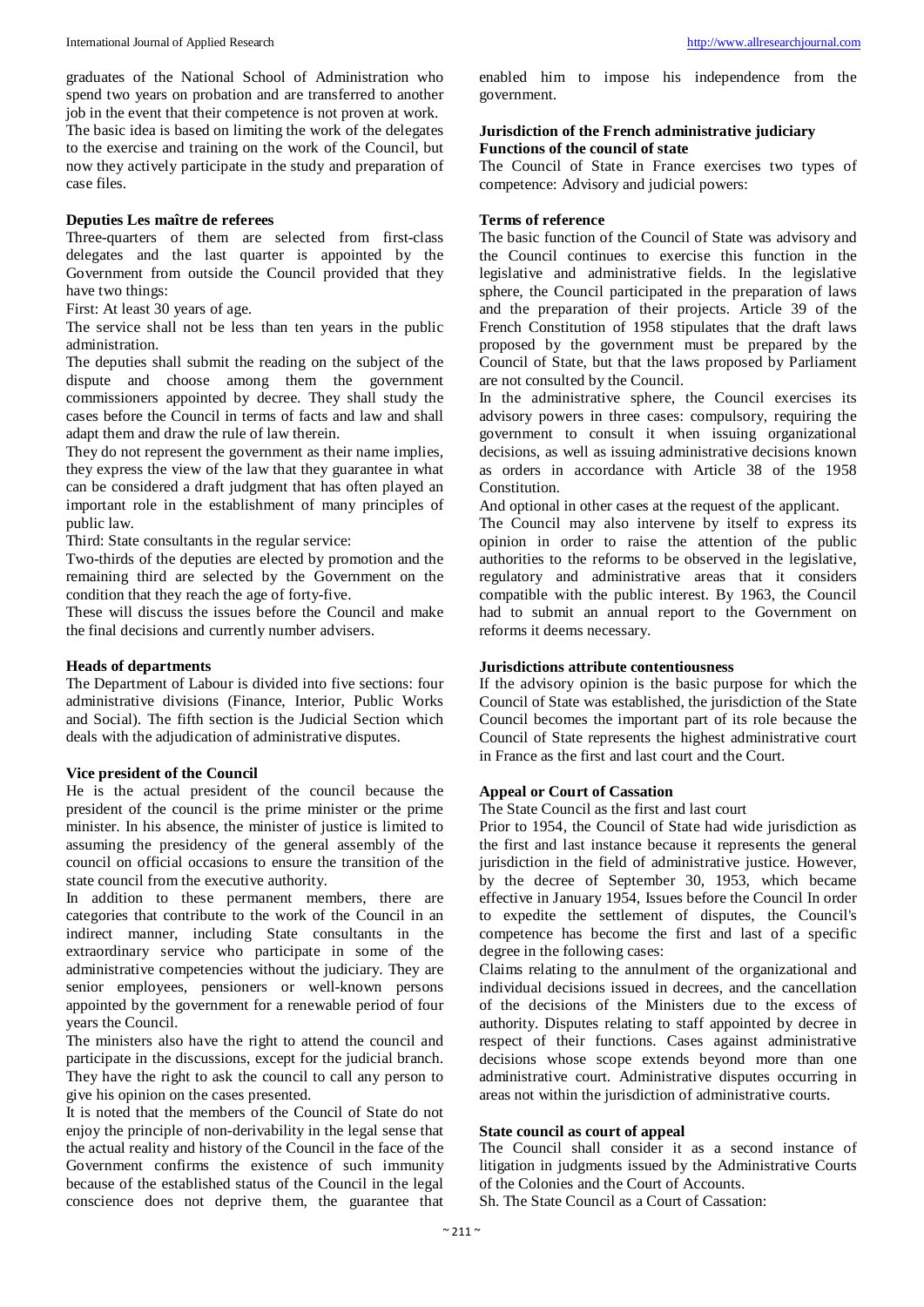graduates of the National School of Administration who spend two years on probation and are transferred to another job in the event that their competence is not proven at work.
The basic idea is based on limiting the work of the delegates to the exercise and training on the work of the Council, but now they actively participate in the study and preparation of case files.

**Deputies Les maître de referees**

Three-quarters of them are selected from first-class delegates and the last quarter is appointed by the Government from outside the Council provided that they have two things:

First: At least 30 years of age.

The service shall not be less than ten years in the public administration.

The deputies shall submit the reading on the subject of the dispute and choose among them the government commissioners appointed by decree. They shall study the cases before the Council in terms of facts and law and shall adapt them and draw the rule of law therein.

They do not represent the government as their name implies, they express the view of the law that they guarantee in what can be considered a draft judgment that has often played an important role in the establishment of many principles of public law.

Third: State consultants in the regular service:

Two-thirds of the deputies are elected by promotion and the remaining third are selected by the Government on the condition that they reach the age of forty-five.

These will discuss the issues before the Council and make the final decisions and currently number advisers.

**Heads of departments**

The Department of Labour is divided into five sections: four administrative divisions (Finance, Interior, Public Works and Social). The fifth section is the Judicial Section which deals with the adjudication of administrative disputes.

**Vice president of the Council**

He is the actual president of the council because the president of the council is the prime minister or the prime minister. In his absence, the minister of justice is limited to assuming the presidency of the general assembly of the council on official occasions to ensure the transition of the state council from the executive authority.

In addition to these permanent members, there are categories that contribute to the work of the Council in an indirect manner, including State consultants in the extraordinary service who participate in some of the administrative competencies without the judiciary. They are senior employees, pensioners or well-known persons appointed by the government for a renewable period of four years the Council.

The ministers also have the right to attend the council and participate in the discussions, except for the judicial branch. They have the right to ask the council to call any person to give his opinion on the cases presented.

It is noted that the members of the Council of State do not enjoy the principle of non-derivability in the legal sense that the actual reality and history of the Council in the face of the Government confirms the existence of such immunity because of the established status of the Council in the legal conscience does not deprive them, the guarantee that enabled him to impose his independence from the government.

**Jurisdiction of the French administrative judiciary Functions of the council of state**

The Council of State in France exercises two types of competence: Advisory and judicial powers:

**Terms of reference**

The basic function of the Council of State was advisory and the Council continues to exercise this function in the legislative and administrative fields. In the legislative sphere, the Council participated in the preparation of laws and the preparation of their projects. Article 39 of the French Constitution of 1958 stipulates that the draft laws proposed by the government must be prepared by the Council of State, but that the laws proposed by Parliament are not consulted by the Council.

In the administrative sphere, the Council exercises its advisory powers in three cases: compulsory, requiring the government to consult it when issuing organizational decisions, as well as issuing administrative decisions known as orders in accordance with Article 38 of the 1958 Constitution.

And optional in other cases at the request of the applicant.

The Council may also intervene by itself to express its opinion in order to raise the attention of the public authorities to the reforms to be observed in the legislative, regulatory and administrative areas that it considers compatible with the public interest. By 1963, the Council had to submit an annual report to the Government on reforms it deems necessary.

**Jurisdictions attribute contentiousness**

If the advisory opinion is the basic purpose for which the Council of State was established, the jurisdiction of the State Council becomes the important part of its role because the Council of State represents the highest administrative court in France as the first and last court and the Court.

**Appeal or Court of Cassation**

The State Council as the first and last court

Prior to 1954, the Council of State had wide jurisdiction as the first and last instance because it represents the general jurisdiction in the field of administrative justice. However, by the decree of September 30, 1953, which became effective in January 1954, Issues before the Council In order to expedite the settlement of disputes, the Council's competence has become the first and last of a specific degree in the following cases:

Claims relating to the annulment of the organizational and individual decisions issued in decrees, and the cancellation of the decisions of the Ministers due to the excess of authority. Disputes relating to staff appointed by decree in respect of their functions. Cases against administrative decisions whose scope extends beyond more than one administrative court. Administrative disputes occurring in areas not within the jurisdiction of administrative courts.

**State council as court of appeal**

The Council shall consider it as a second instance of litigation in judgments issued by the Administrative Courts of the Colonies and the Court of Accounts.

Sh. The State Council as a Court of Cassation: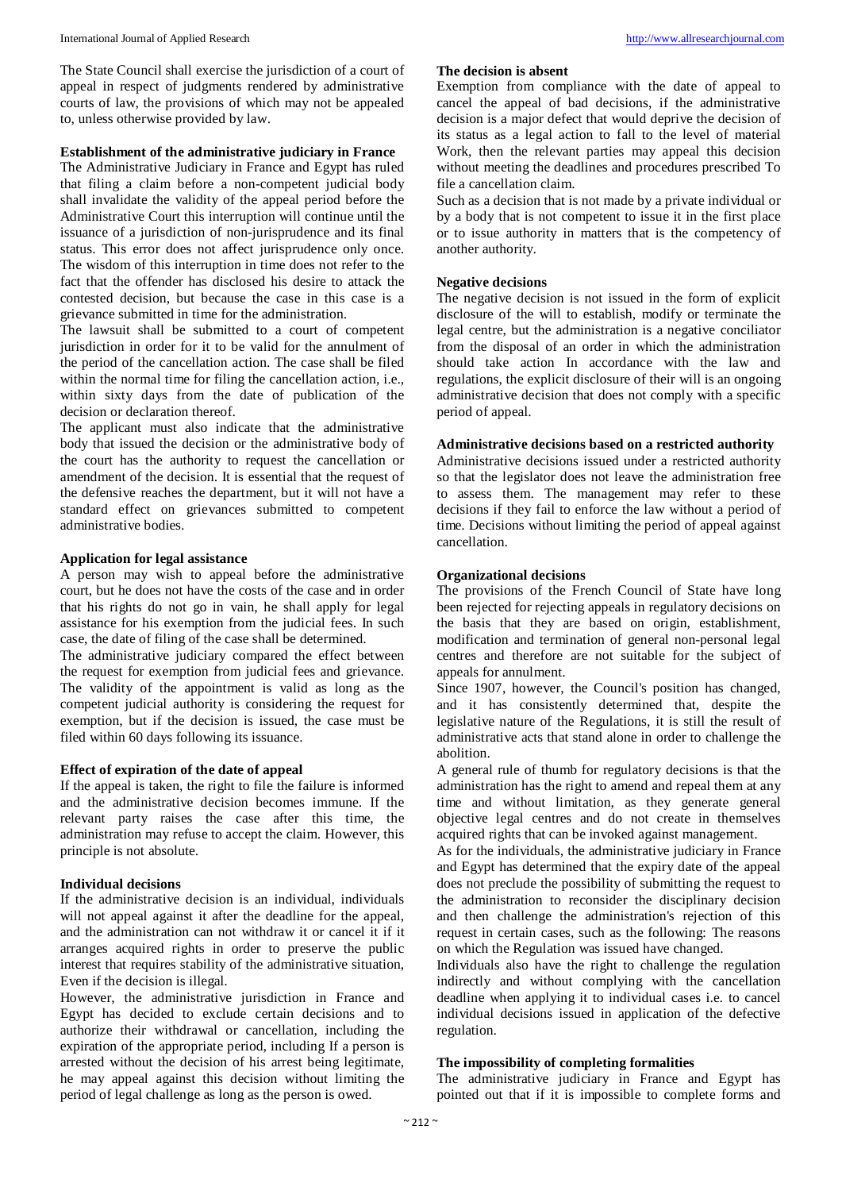The State Council shall exercise the jurisdiction of a court of appeal in respect of judgments rendered by administrative courts of law, the provisions of which may not be appealed to, unless otherwise provided by law.

**Establishment of the administrative judiciary in France**

The Administrative Judiciary in France and Egypt has ruled that filing a claim before a non-competent judicial body shall invalidate the validity of the appeal period before the Administrative Court this interruption will continue until the issuance of a jurisdiction of non-jurisprudence and its final status. This error does not affect jurisprudence only once. The wisdom of this interruption in time does not refer to the fact that the offender has disclosed his desire to attack the contested decision, but because the case in this case is a grievance submitted in time for the administration.

The lawsuit shall be submitted to a court of competent jurisdiction in order for it to be valid for the annulment of the period of the cancellation action. The case shall be filed within the normal time for filing the cancellation action, i.e., within sixty days from the date of publication of the decision or declaration thereof.

The applicant must also indicate that the administrative body that issued the decision or the administrative body of the court has the authority to request the cancellation or amendment of the decision. It is essential that the request of the defensive reaches the department, but it will not have a standard effect on grievances submitted to competent administrative bodies.

**Application for legal assistance**

A person may wish to appeal before the administrative court, but he does not have the costs of the case and in order that his rights do not go in vain, he shall apply for legal assistance for his exemption from the judicial fees. In such case, the date of filing of the case shall be determined.

The administrative judiciary compared the effect between the request for exemption from judicial fees and grievance. The validity of the appointment is valid as long as the competent judicial authority is considering the request for exemption, but if the decision is issued, the case must be filed within 60 days following its issuance.

**Effect of expiration of the date of appeal**

If the appeal is taken, the right to file the failure is informed and the administrative decision becomes immune. If the relevant party raises the case after this time, the administration may refuse to accept the claim. However, this principle is not absolute.

**Individual decisions**

If the administrative decision is an individual, individuals will not appeal against it after the deadline for the appeal, and the administration can not withdraw it or cancel it if it arranges acquired rights in order to preserve the public interest that requires stability of the administrative situation, Even if the decision is illegal.

However, the administrative jurisdiction in France and Egypt has decided to exclude certain decisions and to authorize their withdrawal or cancellation, including the expiration of the appropriate period, including If a person is arrested without the decision of his arrest being legitimate, he may appeal against this decision without limiting the period of legal challenge as long as the person is owed.

**The decision is absent**

Exemption from compliance with the date of appeal to cancel the appeal of bad decisions, if the administrative decision is a major defect that would deprive the decision of its status as a legal action to fall to the level of material Work, then the relevant parties may appeal this decision without meeting the deadlines and procedures prescribed To file a cancellation claim.

Such as a decision that is not made by a private individual or by a body that is not competent to issue it in the first place or to issue authority in matters that is the competency of another authority.

**Negative decisions**

The negative decision is not issued in the form of explicit disclosure of the will to establish, modify or terminate the legal centre, but the administration is a negative conciliator from the disposal of an order in which the administration should take action In accordance with the law and regulations, the explicit disclosure of their will is an ongoing administrative decision that does not comply with a specific period of appeal.

**Administrative decisions based on a restricted authority**

Administrative decisions issued under a restricted authority so that the legislator does not leave the administration free to assess them. The management may refer to these decisions if they fail to enforce the law without a period of time. Decisions without limiting the period of appeal against cancellation.

**Organizational decisions**

The provisions of the French Council of State have long been rejected for rejecting appeals in regulatory decisions on the basis that they are based on origin, establishment, modification and termination of general non-personal legal centres and therefore are not suitable for the subject of appeals for annulment.

Since 1907, however, the Council's position has changed, and it has consistently determined that, despite the legislative nature of the Regulations, it is still the result of administrative acts that stand alone in order to challenge the abolition.

A general rule of thumb for regulatory decisions is that the administration has the right to amend and repeal them at any time and without limitation, as they generate general objective legal centres and do not create in themselves acquired rights that can be invoked against management.

As for the individuals, the administrative judiciary in France and Egypt has determined that the expiry date of the appeal does not preclude the possibility of submitting the request to the administration to reconsider the disciplinary decision and then challenge the administration's rejection of this request in certain cases, such as the following: The reasons on which the Regulation was issued have changed.

Individuals also have the right to challenge the regulation indirectly and without complying with the cancellation deadline when applying it to individual cases i.e. to cancel individual decisions issued in application of the defective regulation.

**The impossibility of completing formalities**

The administrative judiciary in France and Egypt has pointed out that if it is impossible to complete forms and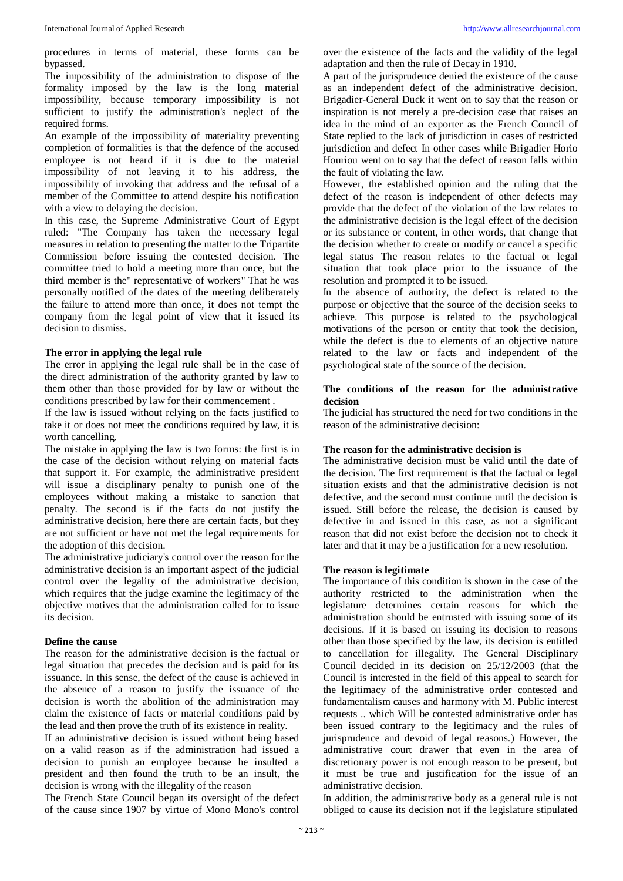procedures in terms of material, these forms can be bypassed.

The impossibility of the administration to dispose of the formality imposed by the law is the long material impossibility, because temporary impossibility is not sufficient to justify the administration's neglect of the required forms.

An example of the impossibility of materiality preventing completion of formalities is that the defence of the accused employee is not heard if it is due to the material impossibility of not leaving it to his address, the impossibility of invoking that address and the refusal of a member of the Committee to attend despite his notification with a view to delaying the decision.

In this case, the Supreme Administrative Court of Egypt ruled: "The Company has taken the necessary legal measures in relation to presenting the matter to the Tripartite Commission before issuing the contested decision. The committee tried to hold a meeting more than once, but the third member is the" representative of workers" That he was personally notified of the dates of the meeting deliberately the failure to attend more than once, it does not tempt the company from the legal point of view that it issued its decision to dismiss.

### The error in applying the legal rule

The error in applying the legal rule shall be in the case of the direct administration of the authority granted by law to them other than those provided for by law or without the conditions prescribed by law for their commencement .

If the law is issued without relying on the facts justified to take it or does not meet the conditions required by law, it is worth cancelling.

The mistake in applying the law is two forms: the first is in the case of the decision without relying on material facts that support it. For example, the administrative president will issue a disciplinary penalty to punish one of the employees without making a mistake to sanction that penalty. The second is if the facts do not justify the administrative decision, here there are certain facts, but they are not sufficient or have not met the legal requirements for the adoption of this decision.

The administrative judiciary's control over the reason for the administrative decision is an important aspect of the judicial control over the legality of the administrative decision, which requires that the judge examine the legitimacy of the objective motives that the administration called for to issue its decision.

### Define the cause

The reason for the administrative decision is the factual or legal situation that precedes the decision and is paid for its issuance. In this sense, the defect of the cause is achieved in the absence of a reason to justify the issuance of the decision is worth the abolition of the administration may claim the existence of facts or material conditions paid by the lead and then prove the truth of its existence in reality.

If an administrative decision is issued without being based on a valid reason as if the administration had issued a decision to punish an employee because he insulted a president and then found the truth to be an insult, the decision is wrong with the illegality of the reason

The French State Council began its oversight of the defect of the cause since 1907 by virtue of Mono Mono's control over the existence of the facts and the validity of the legal adaptation and then the rule of Decay in 1910.

A part of the jurisprudence denied the existence of the cause as an independent defect of the administrative decision. Brigadier-General Duck it went on to say that the reason or inspiration is not merely a pre-decision case that raises an idea in the mind of an exporter as the French Council of State replied to the lack of jurisdiction in cases of restricted jurisdiction and defect In other cases while Brigadier Horio Houriou went on to say that the defect of reason falls within the fault of violating the law.

However, the established opinion and the ruling that the defect of the reason is independent of other defects may provide that the defect of the violation of the law relates to the administrative decision is the legal effect of the decision or its substance or content, in other words, that change that the decision whether to create or modify or cancel a specific legal status The reason relates to the factual or legal situation that took place prior to the issuance of the resolution and prompted it to be issued.

In the absence of authority, the defect is related to the purpose or objective that the source of the decision seeks to achieve. This purpose is related to the psychological motivations of the person or entity that took the decision, while the defect is due to elements of an objective nature related to the law or facts and independent of the psychological state of the source of the decision.

### The conditions of the reason for the administrative decision

The judicial has structured the need for two conditions in the reason of the administrative decision:

#### The reason for the administrative decision is

The administrative decision must be valid until the date of the decision. The first requirement is that the factual or legal situation exists and that the administrative decision is not defective, and the second must continue until the decision is issued. Still before the release, the decision is caused by defective in and issued in this case, as not a significant reason that did not exist before the decision not to check it later and that it may be a justification for a new resolution.

#### The reason is legitimate

The importance of this condition is shown in the case of the authority restricted to the administration when the legislature determines certain reasons for which the administration should be entrusted with issuing some of its decisions. If it is based on issuing its decision to reasons other than those specified by the law, its decision is entitled to cancellation for illegality. The General Disciplinary Council decided in its decision on 25/12/2003 (that the Council is interested in the field of this appeal to search for the legitimacy of the administrative order contested and fundamentalism causes and harmony with M. Public interest requests .. which Will be contested administrative order has been issued contrary to the legitimacy and the rules of jurisprudence and devoid of legal reasons.) However, the administrative court drawer that even in the area of discretionary power is not enough reason to be present, but it must be true and justification for the issue of an administrative decision.

In addition, the administrative body as a general rule is not obliged to cause its decision not if the legislature stipulated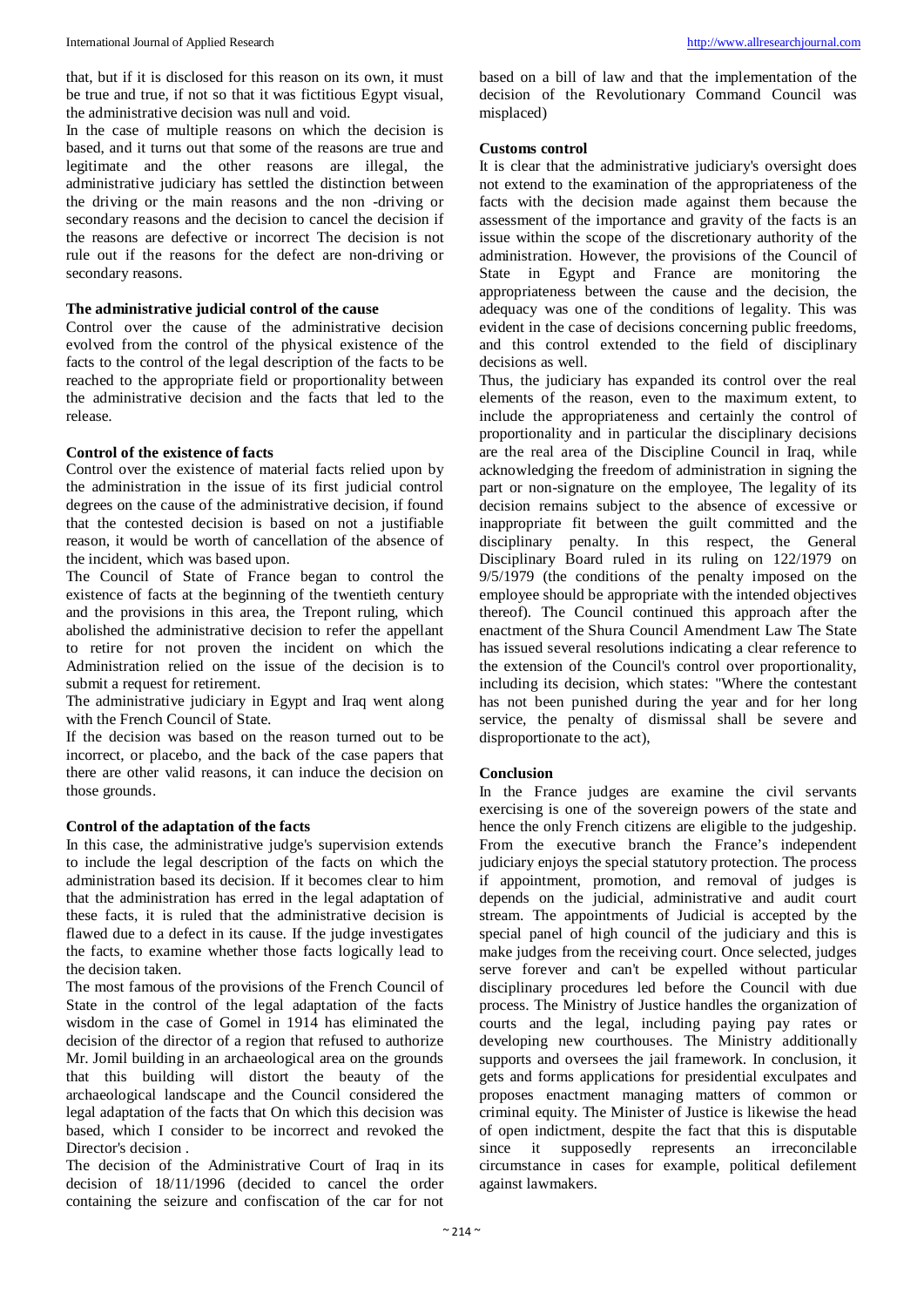that, but if it is disclosed for this reason on its own, it must be true and true, if not so that it was fictitious Egypt visual, the administrative decision was null and void.

In the case of multiple reasons on which the decision is based, and it turns out that some of the reasons are true and legitimate and the other reasons are illegal, the administrative judiciary has settled the distinction between the driving or the main reasons and the non -driving or secondary reasons and the decision to cancel the decision if the reasons are defective or incorrect The decision is not rule out if the reasons for the defect are non-driving or secondary reasons.

### The administrative judicial control of the cause

Control over the cause of the administrative decision evolved from the control of the physical existence of the facts to the control of the legal description of the facts to be reached to the appropriate field or proportionality between the administrative decision and the facts that led to the release.

### Control of the existence of facts

Control over the existence of material facts relied upon by the administration in the issue of its first judicial control degrees on the cause of the administrative decision, if found that the contested decision is based on not a justifiable reason, it would be worth of cancellation of the absence of the incident, which was based upon.

The Council of State of France began to control the existence of facts at the beginning of the twentieth century and the provisions in this area, the Trepont ruling, which abolished the administrative decision to refer the appellant to retire for not proven the incident on which the Administration relied on the issue of the decision is to submit a request for retirement.

The administrative judiciary in Egypt and Iraq went along with the French Council of State.

If the decision was based on the reason turned out to be incorrect, or placebo, and the back of the case papers that there are other valid reasons, it can induce the decision on those grounds.

### Control of the adaptation of the facts

In this case, the administrative judge's supervision extends to include the legal description of the facts on which the administration based its decision. If it becomes clear to him that the administration has erred in the legal adaptation of these facts, it is ruled that the administrative decision is flawed due to a defect in its cause. If the judge investigates the facts, to examine whether those facts logically lead to the decision taken.

The most famous of the provisions of the French Council of State in the control of the legal adaptation of the facts wisdom in the case of Gomel in 1914 has eliminated the decision of the director of a region that refused to authorize Mr. Jomil building in an archaeological area on the grounds that this building will distort the beauty of the archaeological landscape and the Council considered the legal adaptation of the facts that On which this decision was based, which I consider to be incorrect and revoked the Director's decision .

The decision of the Administrative Court of Iraq in its decision of 18/11/1996 (decided to cancel the order containing the seizure and confiscation of the car for not based on a bill of law and that the implementation of the decision of the Revolutionary Command Council was misplaced)

### Customs control

It is clear that the administrative judiciary's oversight does not extend to the examination of the appropriateness of the facts with the decision made against them because the assessment of the importance and gravity of the facts is an issue within the scope of the discretionary authority of the administration. However, the provisions of the Council of State in Egypt and France are monitoring the appropriateness between the cause and the decision, the adequacy was one of the conditions of legality. This was evident in the case of decisions concerning public freedoms, and this control extended to the field of disciplinary decisions as well.

Thus, the judiciary has expanded its control over the real elements of the reason, even to the maximum extent, to include the appropriateness and certainly the control of proportionality and in particular the disciplinary decisions are the real area of the Discipline Council in Iraq, while acknowledging the freedom of administration in signing the part or non-signature on the employee, The legality of its decision remains subject to the absence of excessive or inappropriate fit between the guilt committed and the disciplinary penalty. In this respect, the General Disciplinary Board ruled in its ruling on 122/1979 on 9/5/1979 (the conditions of the penalty imposed on the employee should be appropriate with the intended objectives thereof). The Council continued this approach after the enactment of the Shura Council Amendment Law The State has issued several resolutions indicating a clear reference to the extension of the Council's control over proportionality, including its decision, which states: "Where the contestant has not been punished during the year and for her long service, the penalty of dismissal shall be severe and disproportionate to the act),

### Conclusion

In the France judges are examine the civil servants exercising is one of the sovereign powers of the state and hence the only French citizens are eligible to the judgeship. From the executive branch the France's independent judiciary enjoys the special statutory protection. The process if appointment, promotion, and removal of judges is depends on the judicial, administrative and audit court stream. The appointments of Judicial is accepted by the special panel of high council of the judiciary and this is make judges from the receiving court. Once selected, judges serve forever and can't be expelled without particular disciplinary procedures led before the Council with due process. The Ministry of Justice handles the organization of courts and the legal, including paying pay rates or developing new courthouses. The Ministry additionally supports and oversees the jail framework. In conclusion, it gets and forms applications for presidential exculpates and proposes enactment managing matters of common or criminal equity. The Minister of Justice is likewise the head of open indictment, despite the fact that this is disputable since it supposedly represents an irreconcilable circumstance in cases for example, political defilement against lawmakers.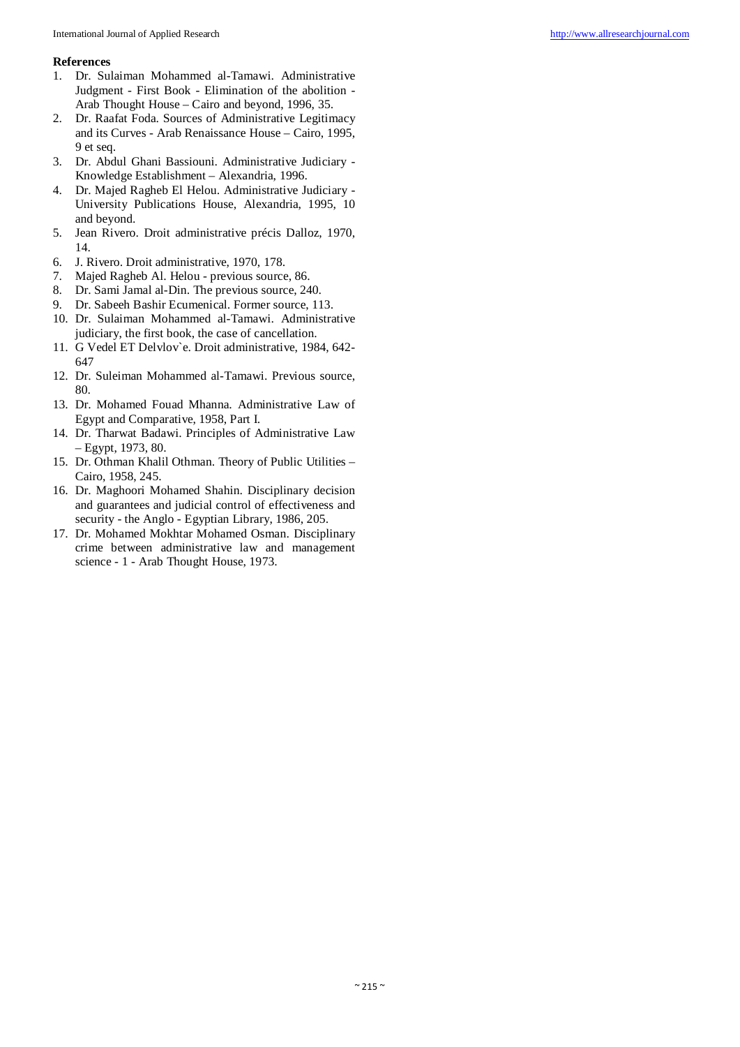**References**

1. Dr. Sulaiman Mohammed al-Tamawi. Administrative Judgment - First Book - Elimination of the abolition - Arab Thought House – Cairo and beyond, 1996, 35.
2. Dr. Raafat Foda. Sources of Administrative Legitimacy and its Curves - Arab Renaissance House – Cairo, 1995, 9 et seq.
3. Dr. Abdul Ghani Bassiouni. Administrative Judiciary - Knowledge Establishment – Alexandria, 1996.
4. Dr. Majed Ragheb El Helou. Administrative Judiciary - University Publications House, Alexandria, 1995, 10 and beyond.
5. Jean Rivero. Droit administrative précis Dalloz, 1970, 14.
6. J. Rivero. Droit administrative, 1970, 178.
7. Majed Ragheb Al. Helou - previous source, 86.
8. Dr. Sami Jamal al-Din. The previous source, 240.
9. Dr. Sabeeh Bashir Ecumenical. Former source, 113.
10. Dr. Sulaiman Mohammed al-Tamawi. Administrative judiciary, the first book, the case of cancellation.
11. G Vedel ET Delvlov`e. Droit administrative, 1984, 642-647
12. Dr. Suleiman Mohammed al-Tamawi. Previous source, 80.
13. Dr. Mohamed Fouad Mhanna. Administrative Law of Egypt and Comparative, 1958, Part I.
14. Dr. Tharwat Badawi. Principles of Administrative Law – Egypt, 1973, 80.
15. Dr. Othman Khalil Othman. Theory of Public Utilities – Cairo, 1958, 245.
16. Dr. Maghoori Mohamed Shahin. Disciplinary decision and guarantees and judicial control of effectiveness and security - the Anglo - Egyptian Library, 1986, 205.
17. Dr. Mohamed Mokhtar Mohamed Osman. Disciplinary crime between administrative law and management science - 1 - Arab Thought House, 1973.